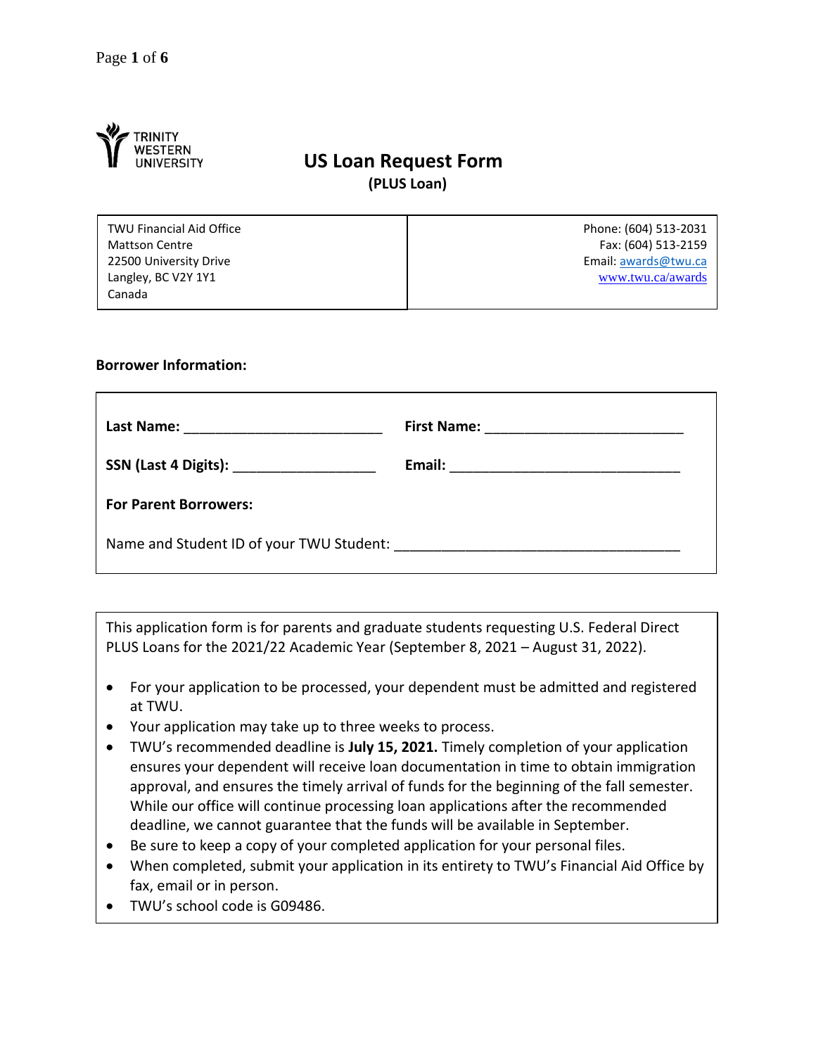TRINITY WESTERN UNIVERSITY

# US Loan Request Form

**(PLUS Loan)**

| TWU Financial Aid Office<br>Mattson Centre<br>22500 University Drive<br>Langley, BC V2Y 1Y1<br>Canada | Phone: (604) 513-2031<br>Fax: (604) 513-2159<br>Email: awards@twu.ca<br>www.twu.ca/awards |
|---|---|

**Borrower Information:**

**Last Name:** _________________________ **First Name:** _________________________

**SSN (Last 4 Digits):** __________________ **Email:** ______________________________

**For Parent Borrowers:**

Name and Student ID of your TWU Student: ____________________________________

This application form is for parents and graduate students requesting U.S. Federal Direct PLUS Loans for the 2021/22 Academic Year (September 8, 2021 – August 31, 2022).

- For your application to be processed, your dependent must be admitted and registered at TWU.
- Your application may take up to three weeks to process.
- TWU's recommended deadline is **July 15, 2021.** Timely completion of your application ensures your dependent will receive loan documentation in time to obtain immigration approval, and ensures the timely arrival of funds for the beginning of the fall semester. While our office will continue processing loan applications after the recommended deadline, we cannot guarantee that the funds will be available in September.
- Be sure to keep a copy of your completed application for your personal files.
- When completed, submit your application in its entirety to TWU's Financial Aid Office by fax, email or in person.
- TWU's school code is G09486.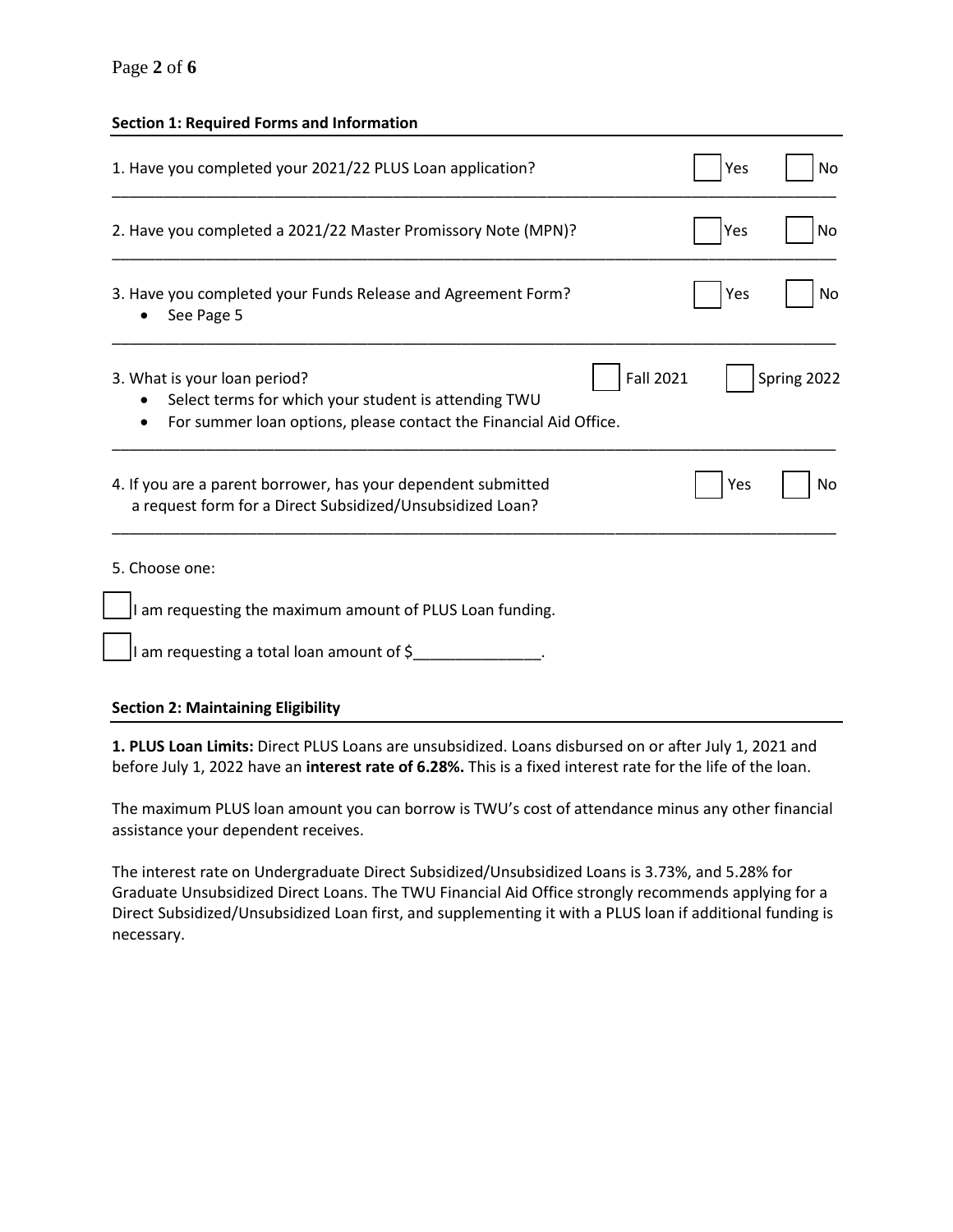### Section 1: Required Forms and Information

1. Have you completed your 2021/22 PLUS Loan application? ☐ Yes ☐ No

2. Have you completed a 2021/22 Master Promissory Note (MPN)? ☐ Yes ☐ No

3. Have you completed your Funds Release and Agreement Form? ☐ Yes ☐ No
   - See Page 5

3. What is your loan period? ☐ Fall 2021 ☐ Spring 2022
   - Select terms for which your student is attending TWU
   - For summer loan options, please contact the Financial Aid Office.

4. If you are a parent borrower, has your dependent submitted a request form for a Direct Subsidized/Unsubsidized Loan? ☐ Yes ☐ No

5. Choose one:

☐ I am requesting the maximum amount of PLUS Loan funding.

☐ I am requesting a total loan amount of $_______________.

### Section 2: Maintaining Eligibility

**1. PLUS Loan Limits:** Direct PLUS Loans are unsubsidized. Loans disbursed on or after July 1, 2021 and before July 1, 2022 have an **interest rate of 6.28%.** This is a fixed interest rate for the life of the loan.

The maximum PLUS loan amount you can borrow is TWU's cost of attendance minus any other financial assistance your dependent receives.

The interest rate on Undergraduate Direct Subsidized/Unsubsidized Loans is 3.73%, and 5.28% for Graduate Unsubsidized Direct Loans. The TWU Financial Aid Office strongly recommends applying for a Direct Subsidized/Unsubsidized Loan first, and supplementing it with a PLUS loan if additional funding is necessary.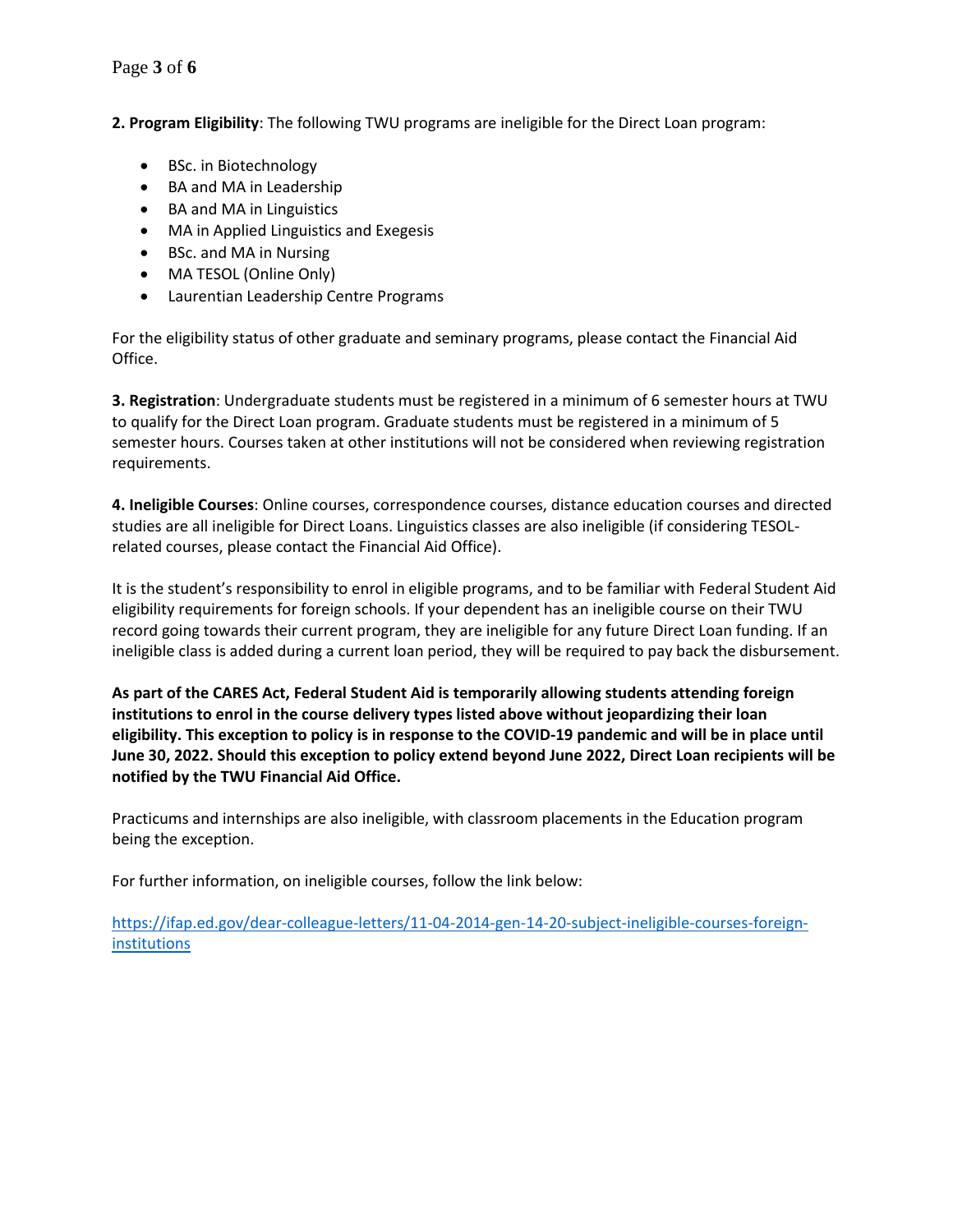**2. Program Eligibility**: The following TWU programs are ineligible for the Direct Loan program:

- BSc. in Biotechnology
- BA and MA in Leadership
- BA and MA in Linguistics
- MA in Applied Linguistics and Exegesis
- BSc. and MA in Nursing
- MA TESOL (Online Only)
- Laurentian Leadership Centre Programs

For the eligibility status of other graduate and seminary programs, please contact the Financial Aid Office.

**3. Registration**: Undergraduate students must be registered in a minimum of 6 semester hours at TWU to qualify for the Direct Loan program. Graduate students must be registered in a minimum of 5 semester hours. Courses taken at other institutions will not be considered when reviewing registration requirements.

**4. Ineligible Courses**: Online courses, correspondence courses, distance education courses and directed studies are all ineligible for Direct Loans. Linguistics classes are also ineligible (if considering TESOL-related courses, please contact the Financial Aid Office).

It is the student's responsibility to enrol in eligible programs, and to be familiar with Federal Student Aid eligibility requirements for foreign schools. If your dependent has an ineligible course on their TWU record going towards their current program, they are ineligible for any future Direct Loan funding. If an ineligible class is added during a current loan period, they will be required to pay back the disbursement.

**As part of the CARES Act, Federal Student Aid is temporarily allowing students attending foreign institutions to enrol in the course delivery types listed above without jeopardizing their loan eligibility. This exception to policy is in response to the COVID-19 pandemic and will be in place until June 30, 2022. Should this exception to policy extend beyond June 2022, Direct Loan recipients will be notified by the TWU Financial Aid Office.**

Practicums and internships are also ineligible, with classroom placements in the Education program being the exception.

For further information, on ineligible courses, follow the link below:

[https://ifap.ed.gov/dear-colleague-letters/11-04-2014-gen-14-20-subject-ineligible-courses-foreign-institutions](https://ifap.ed.gov/dear-colleague-letters/11-04-2014-gen-14-20-subject-ineligible-courses-foreign-institutions)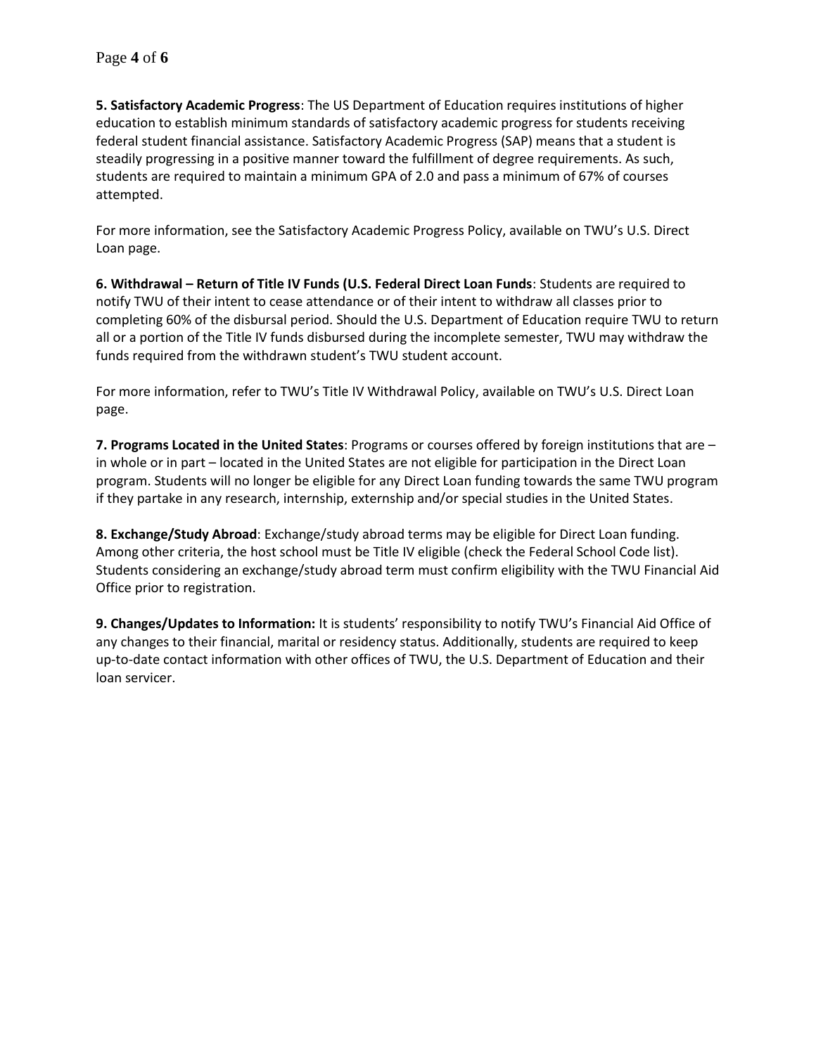**5. Satisfactory Academic Progress**: The US Department of Education requires institutions of higher education to establish minimum standards of satisfactory academic progress for students receiving federal student financial assistance. Satisfactory Academic Progress (SAP) means that a student is steadily progressing in a positive manner toward the fulfillment of degree requirements. As such, students are required to maintain a minimum GPA of 2.0 and pass a minimum of 67% of courses attempted.

For more information, see the Satisfactory Academic Progress Policy, available on TWU's U.S. Direct Loan page.

**6. Withdrawal – Return of Title IV Funds (U.S. Federal Direct Loan Funds**: Students are required to notify TWU of their intent to cease attendance or of their intent to withdraw all classes prior to completing 60% of the disbursal period. Should the U.S. Department of Education require TWU to return all or a portion of the Title IV funds disbursed during the incomplete semester, TWU may withdraw the funds required from the withdrawn student's TWU student account.

For more information, refer to TWU's Title IV Withdrawal Policy, available on TWU's U.S. Direct Loan page.

**7. Programs Located in the United States**: Programs or courses offered by foreign institutions that are – in whole or in part – located in the United States are not eligible for participation in the Direct Loan program. Students will no longer be eligible for any Direct Loan funding towards the same TWU program if they partake in any research, internship, externship and/or special studies in the United States.

**8. Exchange/Study Abroad**: Exchange/study abroad terms may be eligible for Direct Loan funding. Among other criteria, the host school must be Title IV eligible (check the Federal School Code list). Students considering an exchange/study abroad term must confirm eligibility with the TWU Financial Aid Office prior to registration.

**9. Changes/Updates to Information:** It is students' responsibility to notify TWU's Financial Aid Office of any changes to their financial, marital or residency status. Additionally, students are required to keep up-to-date contact information with other offices of TWU, the U.S. Department of Education and their loan servicer.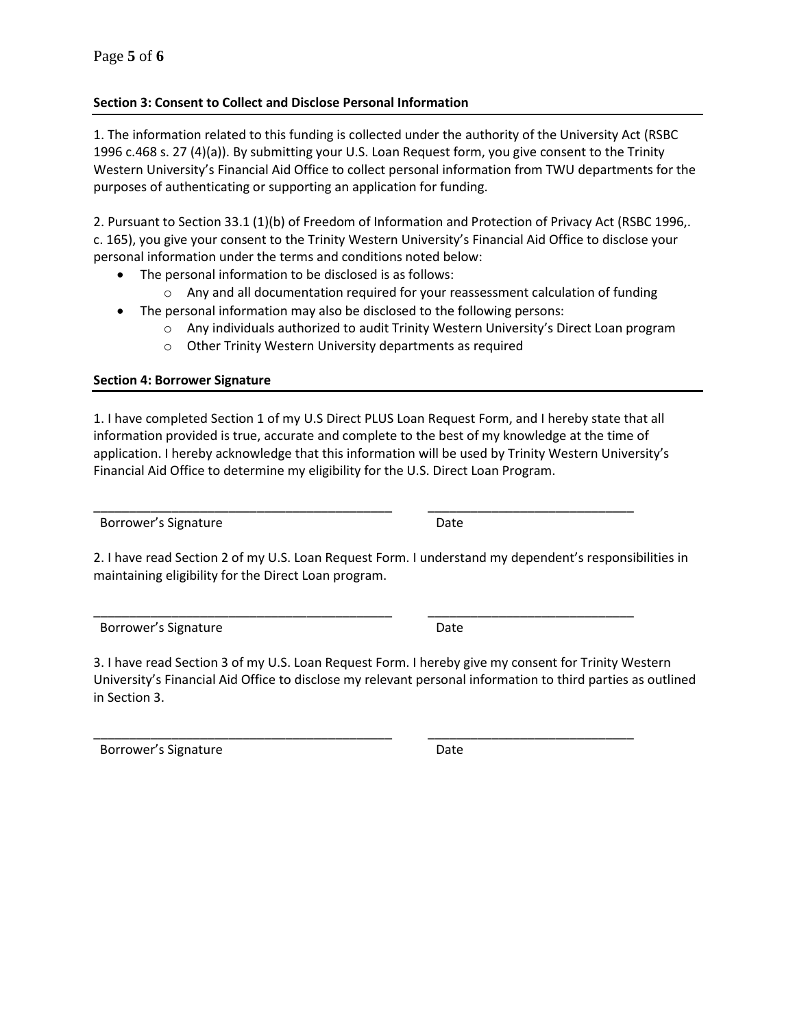**Section 3: Consent to Collect and Disclose Personal Information**

1. The information related to this funding is collected under the authority of the University Act (RSBC 1996 c.468 s. 27 (4)(a)). By submitting your U.S. Loan Request form, you give consent to the Trinity Western University's Financial Aid Office to collect personal information from TWU departments for the purposes of authenticating or supporting an application for funding.

2. Pursuant to Section 33.1 (1)(b) of Freedom of Information and Protection of Privacy Act (RSBC 1996,. c. 165), you give your consent to the Trinity Western University's Financial Aid Office to disclose your personal information under the terms and conditions noted below:

- The personal information to be disclosed is as follows:
  - Any and all documentation required for your reassessment calculation of funding
- The personal information may also be disclosed to the following persons:
  - Any individuals authorized to audit Trinity Western University's Direct Loan program
  - Other Trinity Western University departments as required

**Section 4: Borrower Signature**

1. I have completed Section 1 of my U.S Direct PLUS Loan Request Form, and I hereby state that all information provided is true, accurate and complete to the best of my knowledge at the time of application. I hereby acknowledge that this information will be used by Trinity Western University's Financial Aid Office to determine my eligibility for the U.S. Direct Loan Program.

___________________________________________ _____________________________

Borrower's Signature Date

2. I have read Section 2 of my U.S. Loan Request Form. I understand my dependent's responsibilities in maintaining eligibility for the Direct Loan program.

___________________________________________ _____________________________

Borrower's Signature Date

3. I have read Section 3 of my U.S. Loan Request Form. I hereby give my consent for Trinity Western University's Financial Aid Office to disclose my relevant personal information to third parties as outlined in Section 3.

___________________________________________ _____________________________

Borrower's Signature Date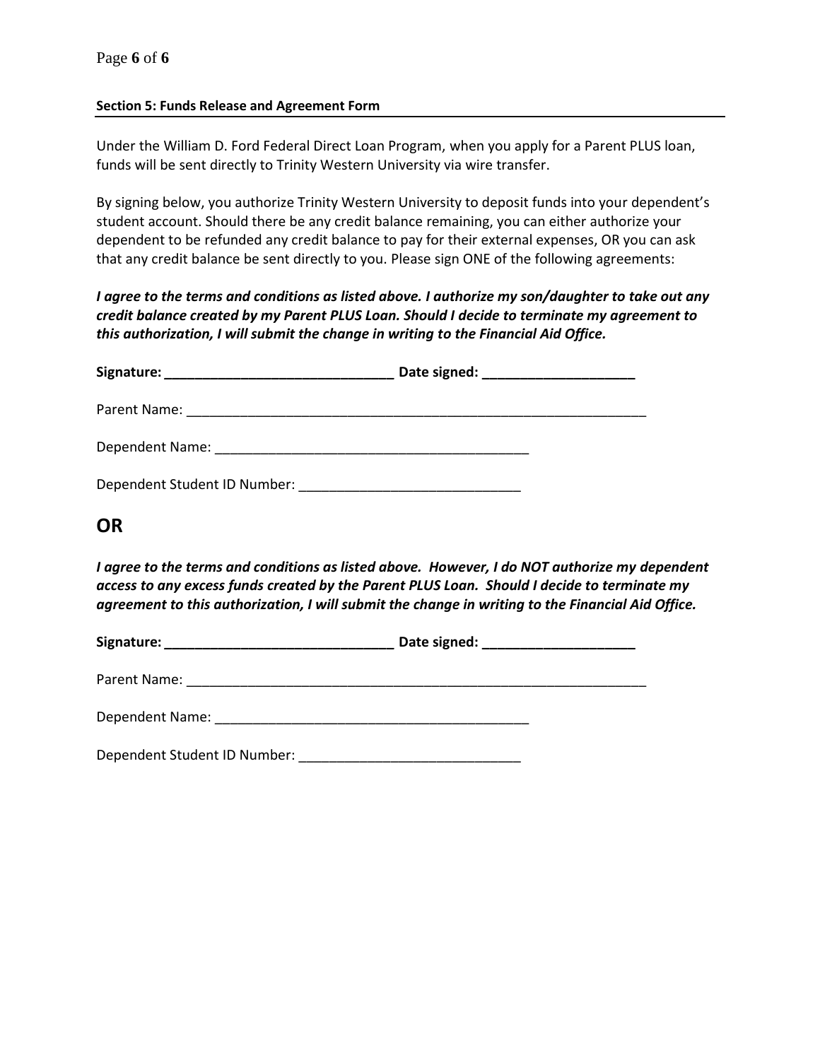**Section 5: Funds Release and Agreement Form**

Under the William D. Ford Federal Direct Loan Program, when you apply for a Parent PLUS loan, funds will be sent directly to Trinity Western University via wire transfer.

By signing below, you authorize Trinity Western University to deposit funds into your dependent's student account. Should there be any credit balance remaining, you can either authorize your dependent to be refunded any credit balance to pay for their external expenses, OR you can ask that any credit balance be sent directly to you. Please sign ONE of the following agreements:

***I agree to the terms and conditions as listed above. I authorize my son/daughter to take out any credit balance created by my Parent PLUS Loan. Should I decide to terminate my agreement to this authorization, I will submit the change in writing to the Financial Aid Office.***

**Signature: ______________________________ Date signed: ____________________**

Parent Name: ____________________________________________________________

Dependent Name: ________________________________________

Dependent Student ID Number: ____________________________

## OR

***I agree to the terms and conditions as listed above. However, I do NOT authorize my dependent access to any excess funds created by the Parent PLUS Loan. Should I decide to terminate my agreement to this authorization, I will submit the change in writing to the Financial Aid Office.***

**Signature: ______________________________ Date signed: ____________________**

Parent Name: ____________________________________________________________

Dependent Name: ________________________________________

Dependent Student ID Number: ____________________________